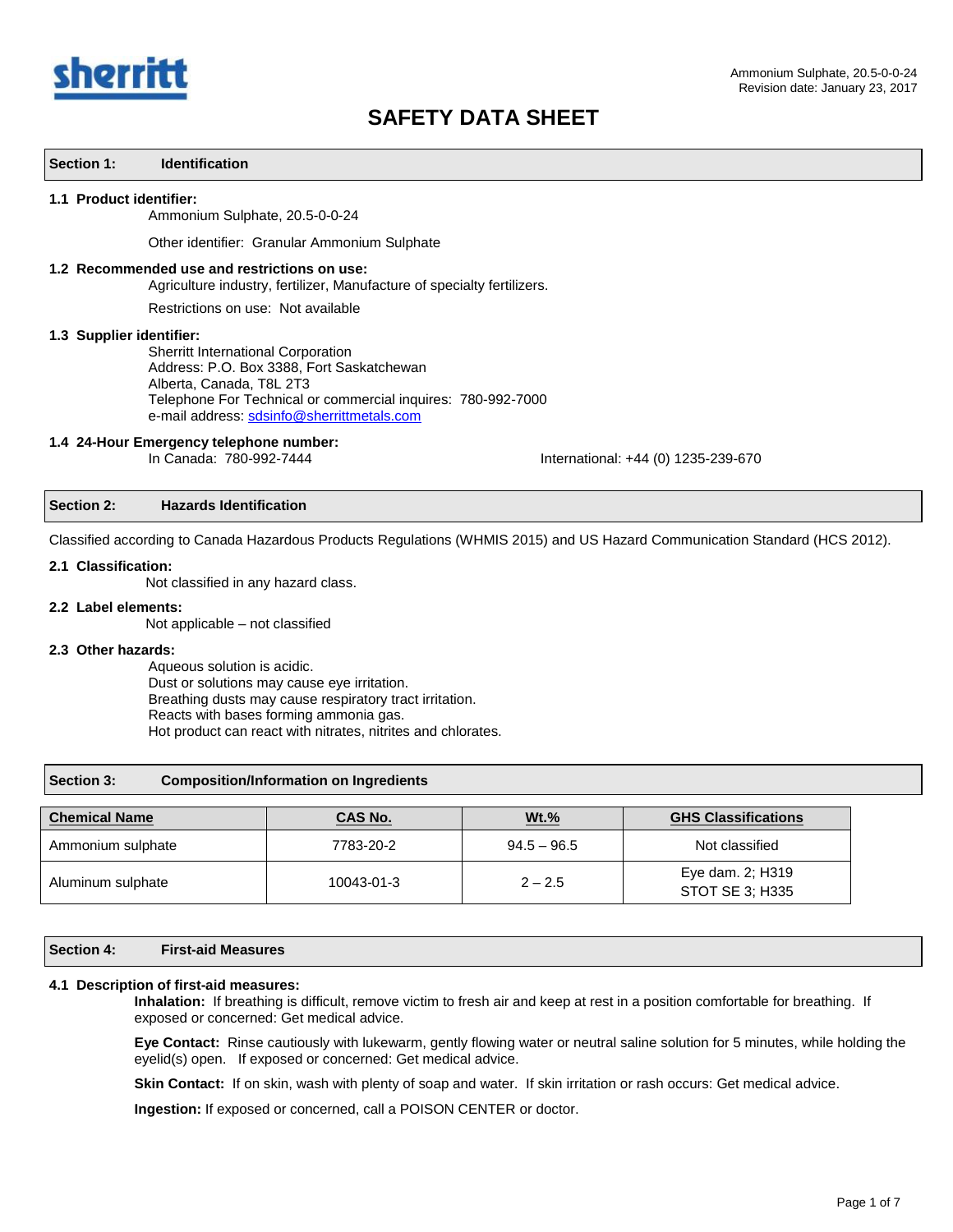sherritt

Ammonium Sulphate, 20.5-0-0-24
Revision date: January 23, 2017

# SAFETY DATA SHEET

## Section 1: Identification

### 1.1 Product identifier:

Ammonium Sulphate, 20.5-0-0-24

Other identifier: Granular Ammonium Sulphate

### 1.2 Recommended use and restrictions on use:

Agriculture industry, fertilizer, Manufacture of specialty fertilizers.

Restrictions on use: Not available

### 1.3 Supplier identifier:

Sherritt International Corporation
Address: P.O. Box 3388, Fort Saskatchewan
Alberta, Canada, T8L 2T3
Telephone For Technical or commercial inquires: 780-992-7000
e-mail address: sdsinfo@sherrittmetals.com

### 1.4 24-Hour Emergency telephone number:

In Canada: 780-992-7444

International: +44 (0) 1235-239-670

## Section 2: Hazards Identification

Classified according to Canada Hazardous Products Regulations (WHMIS 2015) and US Hazard Communication Standard (HCS 2012).

### 2.1 Classification:

Not classified in any hazard class.

### 2.2 Label elements:

Not applicable – not classified

### 2.3 Other hazards:

Aqueous solution is acidic.
Dust or solutions may cause eye irritation.
Breathing dusts may cause respiratory tract irritation.
Reacts with bases forming ammonia gas.
Hot product can react with nitrates, nitrites and chlorates.

## Section 3: Composition/Information on Ingredients

| Chemical Name | CAS No. | Wt.% | GHS Classifications |
| --- | --- | --- | --- |
| Ammonium sulphate | 7783-20-2 | 94.5 – 96.5 | Not classified |
| Aluminum sulphate | 10043-01-3 | 2 – 2.5 | Eye dam. 2; H319<br>STOT SE 3; H335 |

## Section 4: First-aid Measures

### 4.1 Description of first-aid measures:

**Inhalation:** If breathing is difficult, remove victim to fresh air and keep at rest in a position comfortable for breathing. If exposed or concerned: Get medical advice.

**Eye Contact:** Rinse cautiously with lukewarm, gently flowing water or neutral saline solution for 5 minutes, while holding the eyelid(s) open. If exposed or concerned: Get medical advice.

**Skin Contact:** If on skin, wash with plenty of soap and water. If skin irritation or rash occurs: Get medical advice.

**Ingestion:** If exposed or concerned, call a POISON CENTER or doctor.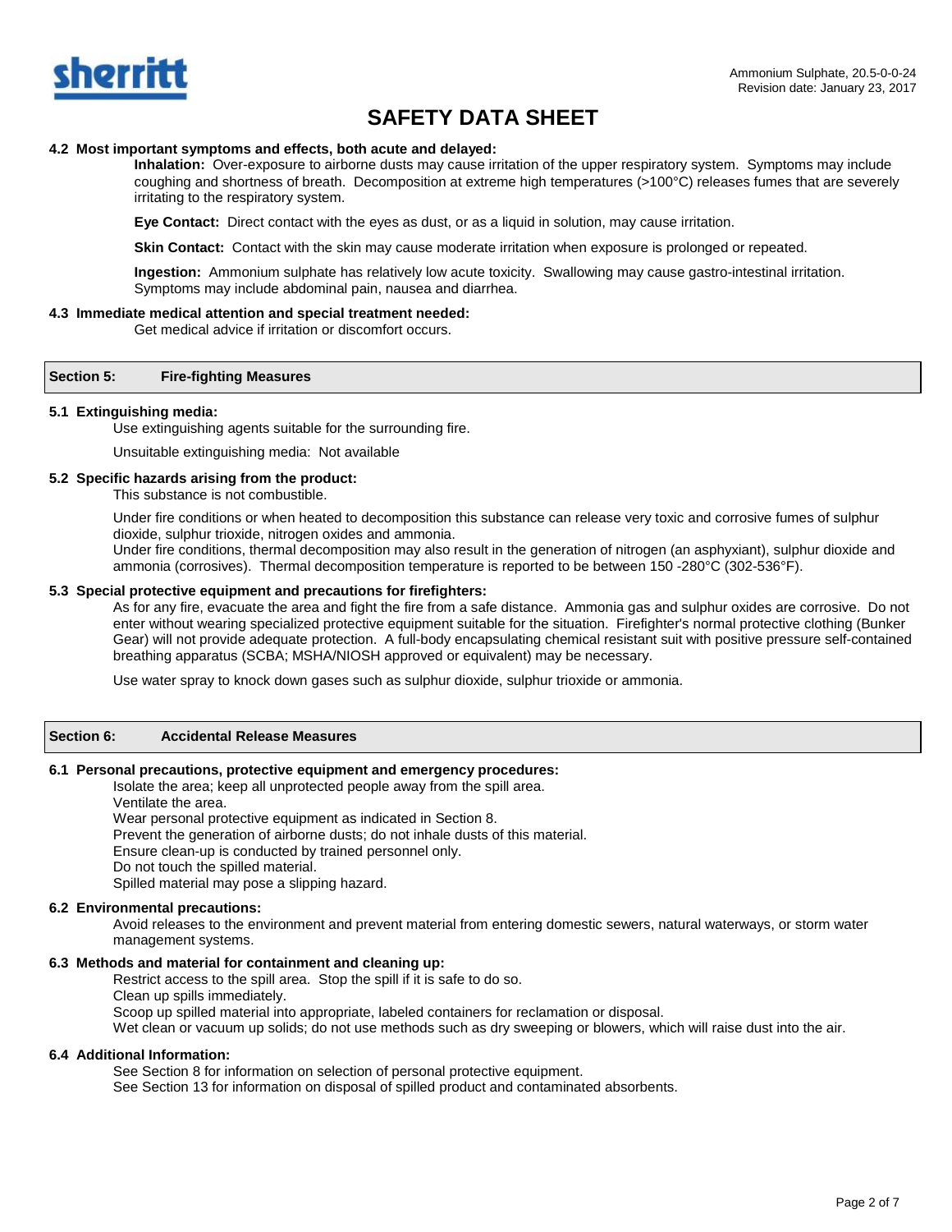#### 4.2 Most important symptoms and effects, both acute and delayed:

**Inhalation:** Over-exposure to airborne dusts may cause irritation of the upper respiratory system. Symptoms may include coughing and shortness of breath. Decomposition at extreme high temperatures (>100°C) releases fumes that are severely irritating to the respiratory system.

**Eye Contact:** Direct contact with the eyes as dust, or as a liquid in solution, may cause irritation.

**Skin Contact:** Contact with the skin may cause moderate irritation when exposure is prolonged or repeated.

**Ingestion:** Ammonium sulphate has relatively low acute toxicity. Swallowing may cause gastro-intestinal irritation. Symptoms may include abdominal pain, nausea and diarrhea.

#### 4.3 Immediate medical attention and special treatment needed:

Get medical advice if irritation or discomfort occurs.

## Section 5: Fire-fighting Measures

#### 5.1 Extinguishing media:

Use extinguishing agents suitable for the surrounding fire.

Unsuitable extinguishing media: Not available

#### 5.2 Specific hazards arising from the product:

This substance is not combustible.

Under fire conditions or when heated to decomposition this substance can release very toxic and corrosive fumes of sulphur dioxide, sulphur trioxide, nitrogen oxides and ammonia.
Under fire conditions, thermal decomposition may also result in the generation of nitrogen (an asphyxiant), sulphur dioxide and ammonia (corrosives). Thermal decomposition temperature is reported to be between 150 -280°C (302-536°F).

#### 5.3 Special protective equipment and precautions for firefighters:

As for any fire, evacuate the area and fight the fire from a safe distance. Ammonia gas and sulphur oxides are corrosive. Do not enter without wearing specialized protective equipment suitable for the situation. Firefighter's normal protective clothing (Bunker Gear) will not provide adequate protection. A full-body encapsulating chemical resistant suit with positive pressure self-contained breathing apparatus (SCBA; MSHA/NIOSH approved or equivalent) may be necessary.

Use water spray to knock down gases such as sulphur dioxide, sulphur trioxide or ammonia.

## Section 6: Accidental Release Measures

#### 6.1 Personal precautions, protective equipment and emergency procedures:

Isolate the area; keep all unprotected people away from the spill area.
Ventilate the area.
Wear personal protective equipment as indicated in Section 8.
Prevent the generation of airborne dusts; do not inhale dusts of this material.
Ensure clean-up is conducted by trained personnel only.
Do not touch the spilled material.
Spilled material may pose a slipping hazard.

#### 6.2 Environmental precautions:

Avoid releases to the environment and prevent material from entering domestic sewers, natural waterways, or storm water management systems.

#### 6.3 Methods and material for containment and cleaning up:

Restrict access to the spill area. Stop the spill if it is safe to do so.
Clean up spills immediately.
Scoop up spilled material into appropriate, labeled containers for reclamation or disposal.
Wet clean or vacuum up solids; do not use methods such as dry sweeping or blowers, which will raise dust into the air.

#### 6.4 Additional Information:

See Section 8 for information on selection of personal protective equipment.
See Section 13 for information on disposal of spilled product and contaminated absorbents.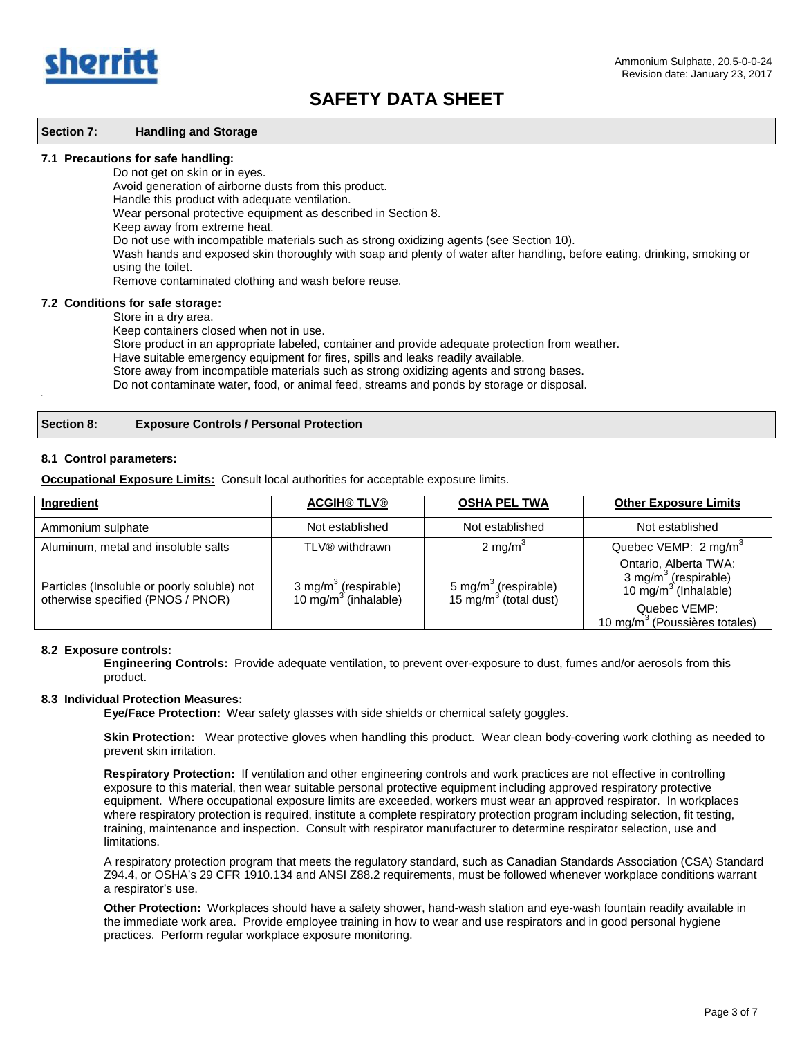# SAFETY DATA SHEET

## Section 7: Handling and Storage

### 7.1 Precautions for safe handling:

Do not get on skin or in eyes.
Avoid generation of airborne dusts from this product.
Handle this product with adequate ventilation.
Wear personal protective equipment as described in Section 8.
Keep away from extreme heat.
Do not use with incompatible materials such as strong oxidizing agents (see Section 10).
Wash hands and exposed skin thoroughly with soap and plenty of water after handling, before eating, drinking, smoking or using the toilet.
Remove contaminated clothing and wash before reuse.

### 7.2 Conditions for safe storage:

Store in a dry area.
Keep containers closed when not in use.
Store product in an appropriate labeled, container and provide adequate protection from weather.
Have suitable emergency equipment for fires, spills and leaks readily available.
Store away from incompatible materials such as strong oxidizing agents and strong bases.
Do not contaminate water, food, or animal feed, streams and ponds by storage or disposal.

## Section 8: Exposure Controls / Personal Protection

### 8.1 Control parameters:

**Occupational Exposure Limits:** Consult local authorities for acceptable exposure limits.

| Ingredient | ACGIH® TLV® | OSHA PEL TWA | Other Exposure Limits |
|---|---|---|---|
| Ammonium sulphate | Not established | Not established | Not established |
| Aluminum, metal and insoluble salts | TLV® withdrawn | 2 mg/m$^3$ | Quebec VEMP: 2 mg/m$^3$ |
| Particles (Insoluble or poorly soluble) not otherwise specified (PNOS / PNOR) | 3 mg/m$^3$ (respirable)<br>10 mg/m$^3$ (inhalable) | 5 mg/m$^3$ (respirable)<br>15 mg/m$^3$ (total dust) | Ontario, Alberta TWA:<br>3 mg/m$^3$ (respirable)<br>10 mg/m$^3$ (Inhalable)<br>Quebec VEMP:<br>10 mg/m$^3$ (Poussières totales) |

### 8.2 Exposure controls:

**Engineering Controls:** Provide adequate ventilation, to prevent over-exposure to dust, fumes and/or aerosols from this product.

### 8.3 Individual Protection Measures:

**Eye/Face Protection:** Wear safety glasses with side shields or chemical safety goggles.

**Skin Protection:** Wear protective gloves when handling this product. Wear clean body-covering work clothing as needed to prevent skin irritation.

**Respiratory Protection:** If ventilation and other engineering controls and work practices are not effective in controlling exposure to this material, then wear suitable personal protective equipment including approved respiratory protective equipment. Where occupational exposure limits are exceeded, workers must wear an approved respirator. In workplaces where respiratory protection is required, institute a complete respiratory protection program including selection, fit testing, training, maintenance and inspection. Consult with respirator manufacturer to determine respirator selection, use and limitations.

A respiratory protection program that meets the regulatory standard, such as Canadian Standards Association (CSA) Standard Z94.4, or OSHA's 29 CFR 1910.134 and ANSI Z88.2 requirements, must be followed whenever workplace conditions warrant a respirator's use.

**Other Protection:** Workplaces should have a safety shower, hand-wash station and eye-wash fountain readily available in the immediate work area. Provide employee training in how to wear and use respirators and in good personal hygiene practices. Perform regular workplace exposure monitoring.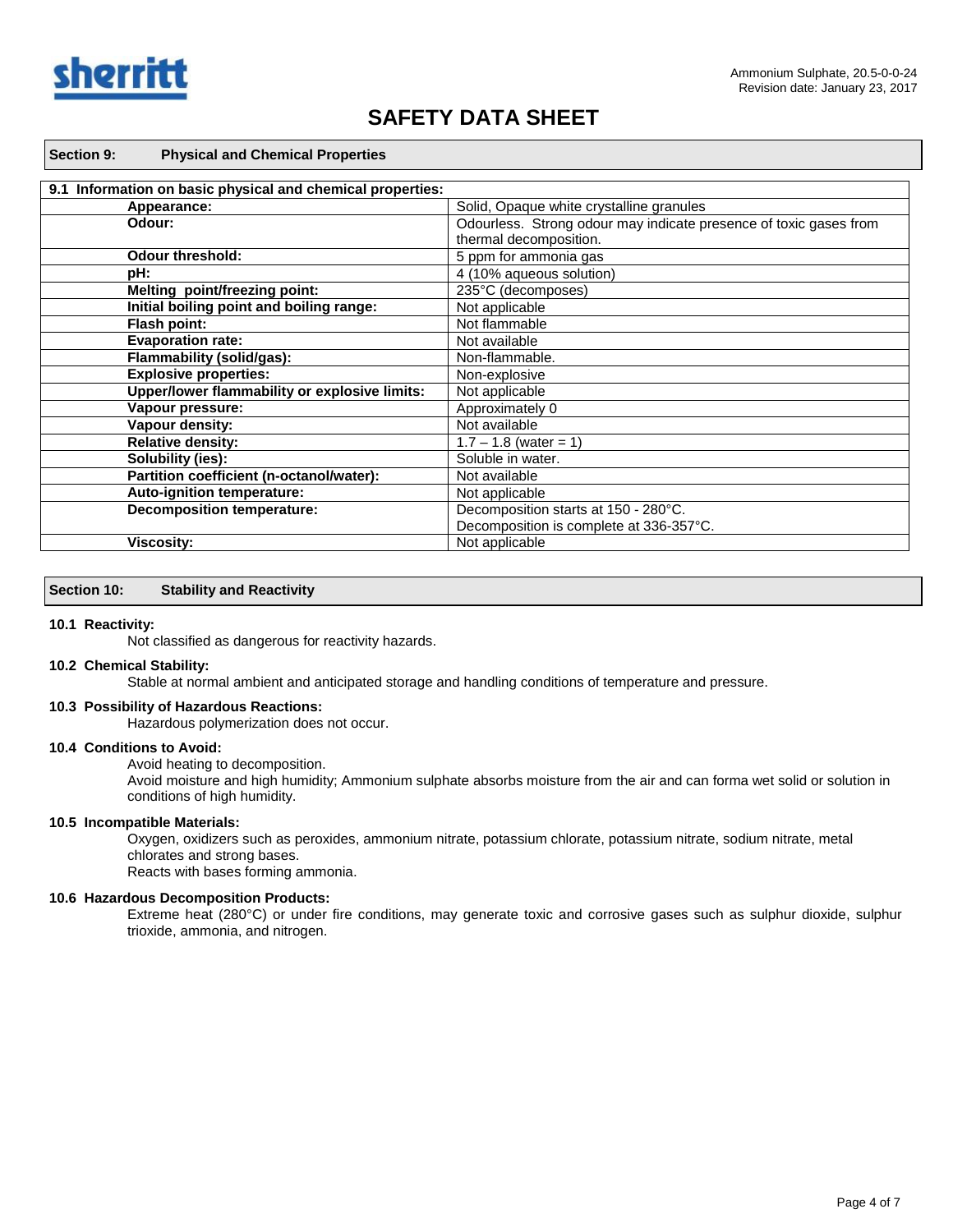# SAFETY DATA SHEET

## Section 9: Physical and Chemical Properties

| 9.1 Information on basic physical and chemical properties: | |
|---|---|
| **Appearance:** | Solid, Opaque white crystalline granules |
| **Odour:** | Odourless. Strong odour may indicate presence of toxic gases from thermal decomposition. |
| **Odour threshold:** | 5 ppm for ammonia gas |
| **pH:** | 4 (10% aqueous solution) |
| **Melting point/freezing point:** | 235°C (decomposes) |
| **Initial boiling point and boiling range:** | Not applicable |
| **Flash point:** | Not flammable |
| **Evaporation rate:** | Not available |
| **Flammability (solid/gas):** | Non-flammable. |
| **Explosive properties:** | Non-explosive |
| **Upper/lower flammability or explosive limits:** | Not applicable |
| **Vapour pressure:** | Approximately 0 |
| **Vapour density:** | Not available |
| **Relative density:** | 1.7 – 1.8 (water = 1) |
| **Solubility (ies):** | Soluble in water. |
| **Partition coefficient (n-octanol/water):** | Not available |
| **Auto-ignition temperature:** | Not applicable |
| **Decomposition temperature:** | Decomposition starts at 150 - 280°C. Decomposition is complete at 336-357°C. |
| **Viscosity:** | Not applicable |

## Section 10: Stability and Reactivity

**10.1 Reactivity:**

Not classified as dangerous for reactivity hazards.

**10.2 Chemical Stability:**

Stable at normal ambient and anticipated storage and handling conditions of temperature and pressure.

**10.3 Possibility of Hazardous Reactions:**

Hazardous polymerization does not occur.

**10.4 Conditions to Avoid:**

Avoid heating to decomposition.
Avoid moisture and high humidity; Ammonium sulphate absorbs moisture from the air and can forma wet solid or solution in conditions of high humidity.

**10.5 Incompatible Materials:**

Oxygen, oxidizers such as peroxides, ammonium nitrate, potassium chlorate, potassium nitrate, sodium nitrate, metal chlorates and strong bases.
Reacts with bases forming ammonia.

**10.6 Hazardous Decomposition Products:**

Extreme heat (280°C) or under fire conditions, may generate toxic and corrosive gases such as sulphur dioxide, sulphur trioxide, ammonia, and nitrogen.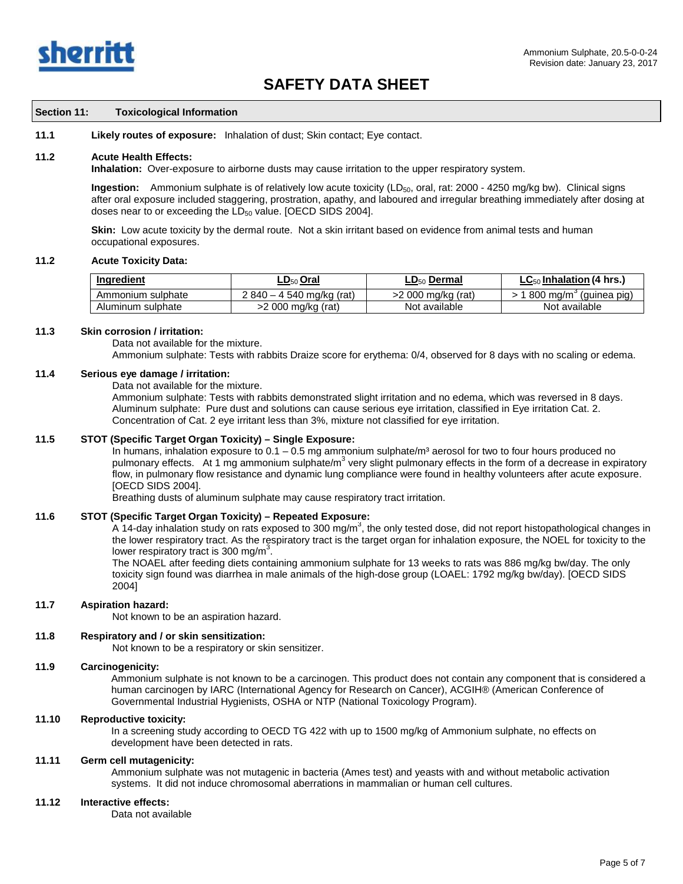# SAFETY DATA SHEET

## Section 11: Toxicological Information

**11.1 Likely routes of exposure:** Inhalation of dust; Skin contact; Eye contact.

**11.2 Acute Health Effects:**

**Inhalation:** Over-exposure to airborne dusts may cause irritation to the upper respiratory system.

**Ingestion:** Ammonium sulphate is of relatively low acute toxicity ($LD_{50}$, oral, rat: 2000 - 4250 mg/kg bw). Clinical signs after oral exposure included staggering, prostration, apathy, and laboured and irregular breathing immediately after dosing at doses near to or exceeding the $LD_{50}$ value. [OECD SIDS 2004].

**Skin:** Low acute toxicity by the dermal route. Not a skin irritant based on evidence from animal tests and human occupational exposures.

**11.2 Acute Toxicity Data:**

| Ingredient | $LD_{50}$ Oral | $LD_{50}$ Dermal | $LC_{50}$ Inhalation (4 hrs.) |
|---|---|---|---|
| Ammonium sulphate | 2 840 – 4 540 mg/kg (rat) | >2 000 mg/kg (rat) | > 1 800 mg/m$^3$ (guinea pig) |
| Aluminum sulphate | >2 000 mg/kg (rat) | Not available | Not available |

**11.3 Skin corrosion / irritation:**

Data not available for the mixture.
Ammonium sulphate: Tests with rabbits Draize score for erythema: 0/4, observed for 8 days with no scaling or edema.

**11.4 Serious eye damage / irritation:**

Data not available for the mixture.
Ammonium sulphate: Tests with rabbits demonstrated slight irritation and no edema, which was reversed in 8 days.
Aluminum sulphate: Pure dust and solutions can cause serious eye irritation, classified in Eye irritation Cat. 2.
Concentration of Cat. 2 eye irritant less than 3%, mixture not classified for eye irritation.

**11.5 STOT (Specific Target Organ Toxicity) – Single Exposure:**

In humans, inhalation exposure to 0.1 – 0.5 mg ammonium sulphate/m³ aerosol for two to four hours produced no pulmonary effects. At 1 mg ammonium sulphate/m$^3$ very slight pulmonary effects in the form of a decrease in expiratory flow, in pulmonary flow resistance and dynamic lung compliance were found in healthy volunteers after acute exposure. [OECD SIDS 2004].
Breathing dusts of aluminum sulphate may cause respiratory tract irritation.

**11.6 STOT (Specific Target Organ Toxicity) – Repeated Exposure:**

A 14-day inhalation study on rats exposed to 300 mg/m$^3$, the only tested dose, did not report histopathological changes in the lower respiratory tract. As the respiratory tract is the target organ for inhalation exposure, the NOEL for toxicity to the lower respiratory tract is 300 mg/m$^3$.
The NOAEL after feeding diets containing ammonium sulphate for 13 weeks to rats was 886 mg/kg bw/day. The only toxicity sign found was diarrhea in male animals of the high-dose group (LOAEL: 1792 mg/kg bw/day). [OECD SIDS 2004]

**11.7 Aspiration hazard:**

Not known to be an aspiration hazard.

**11.8 Respiratory and / or skin sensitization:**

Not known to be a respiratory or skin sensitizer.

**11.9 Carcinogenicity:**

Ammonium sulphate is not known to be a carcinogen. This product does not contain any component that is considered a human carcinogen by IARC (International Agency for Research on Cancer), ACGIH® (American Conference of Governmental Industrial Hygienists, OSHA or NTP (National Toxicology Program).

**11.10 Reproductive toxicity:**

In a screening study according to OECD TG 422 with up to 1500 mg/kg of Ammonium sulphate, no effects on development have been detected in rats.

**11.11 Germ cell mutagenicity:**

Ammonium sulphate was not mutagenic in bacteria (Ames test) and yeasts with and without metabolic activation systems. It did not induce chromosomal aberrations in mammalian or human cell cultures.

**11.12 Interactive effects:**

Data not available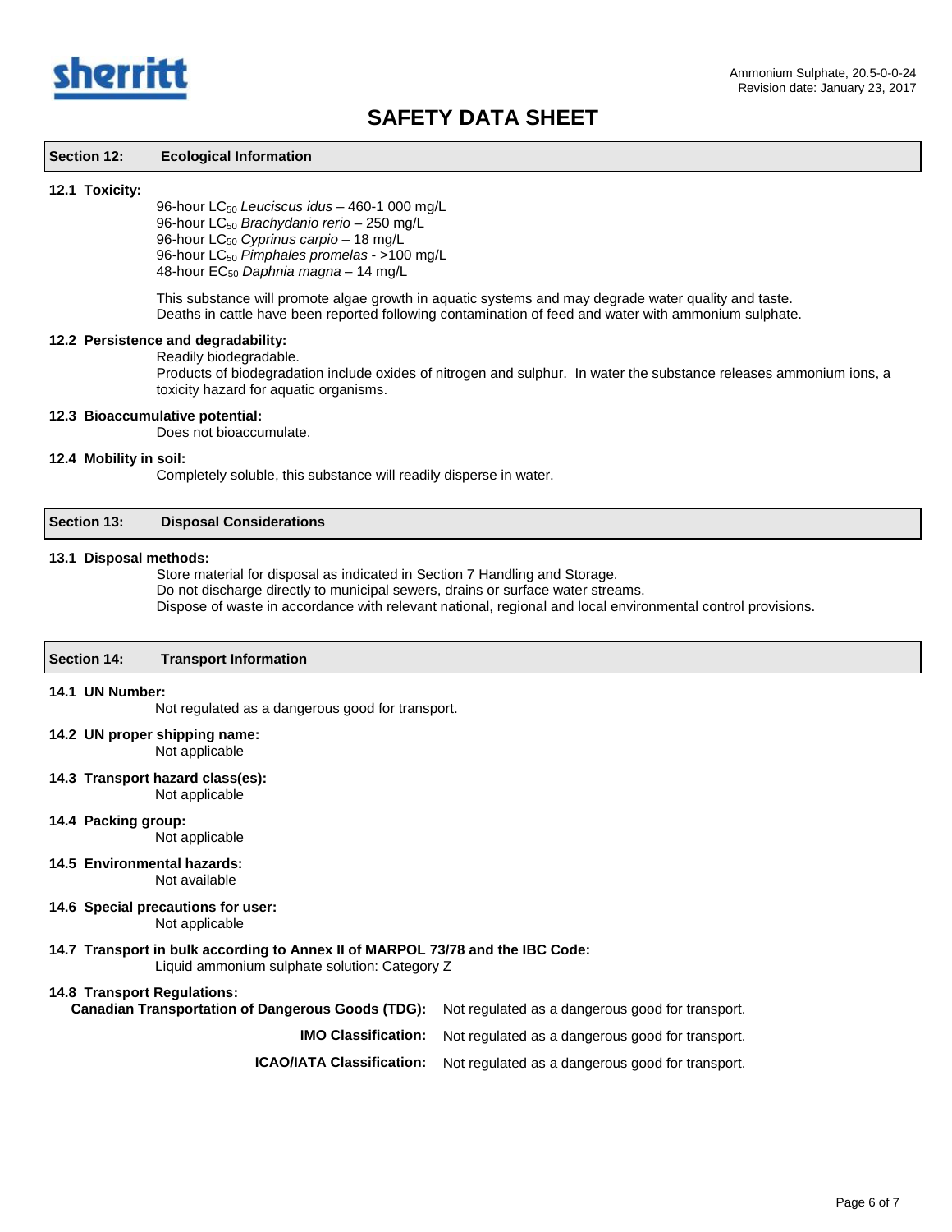## Section 12: Ecological Information

**12.1 Toxicity:**

96-hour $LC_{50}$ *Leuciscus idus* – 460-1 000 mg/L
96-hour $LC_{50}$ *Brachydanio rerio* – 250 mg/L
96-hour $LC_{50}$ *Cyprinus carpio* – 18 mg/L
96-hour $LC_{50}$ *Pimphales promelas* - >100 mg/L
48-hour $EC_{50}$ *Daphnia magna* – 14 mg/L

This substance will promote algae growth in aquatic systems and may degrade water quality and taste.
Deaths in cattle have been reported following contamination of feed and water with ammonium sulphate.

**12.2 Persistence and degradability:**

Readily biodegradable.
Products of biodegradation include oxides of nitrogen and sulphur. In water the substance releases ammonium ions, a toxicity hazard for aquatic organisms.

**12.3 Bioaccumulative potential:**

Does not bioaccumulate.

**12.4 Mobility in soil:**

Completely soluble, this substance will readily disperse in water.

## Section 13: Disposal Considerations

**13.1 Disposal methods:**

Store material for disposal as indicated in Section 7 Handling and Storage.
Do not discharge directly to municipal sewers, drains or surface water streams.
Dispose of waste in accordance with relevant national, regional and local environmental control provisions.

## Section 14: Transport Information

**14.1 UN Number:**

Not regulated as a dangerous good for transport.

**14.2 UN proper shipping name:**

Not applicable

**14.3 Transport hazard class(es):**

Not applicable

**14.4 Packing group:**

Not applicable

**14.5 Environmental hazards:**

Not available

**14.6 Special precautions for user:**

Not applicable

**14.7 Transport in bulk according to Annex II of MARPOL 73/78 and the IBC Code:**

Liquid ammonium sulphate solution: Category Z

**14.8 Transport Regulations:**

| | |
|---|---|
| **Canadian Transportation of Dangerous Goods (TDG):** | Not regulated as a dangerous good for transport. |
| **IMO Classification:** | Not regulated as a dangerous good for transport. |
| **ICAO/IATA Classification:** | Not regulated as a dangerous good for transport. |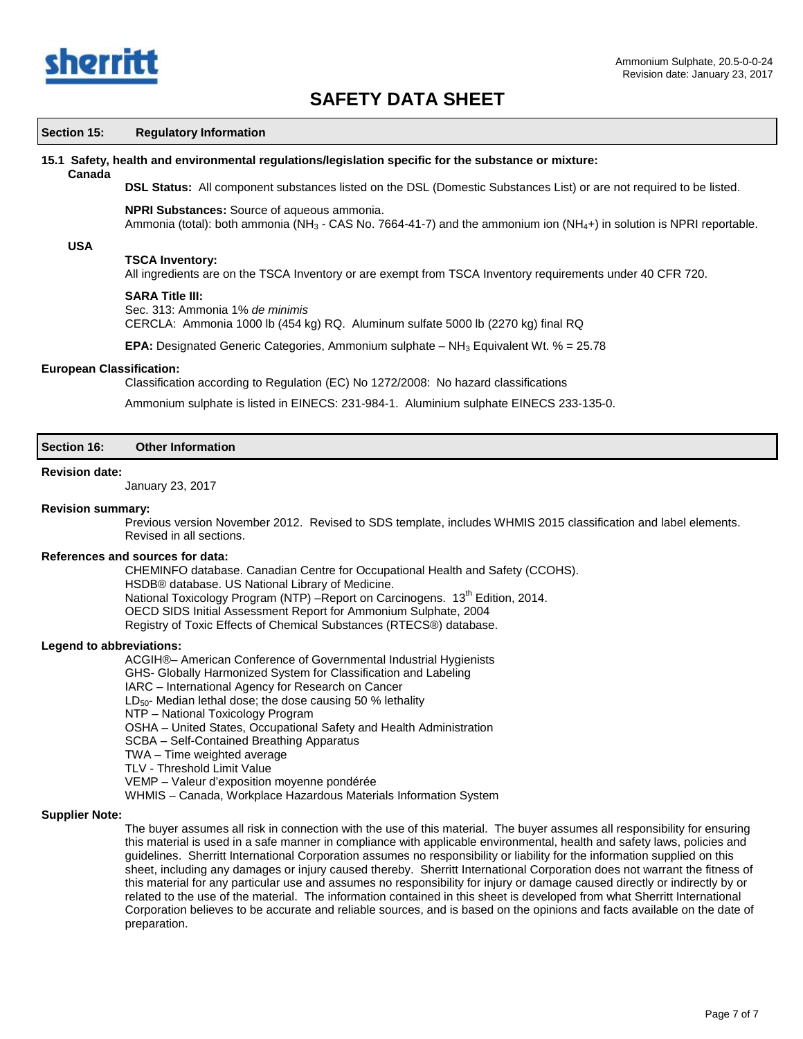# SAFETY DATA SHEET

## Section 15: Regulatory Information

**15.1 Safety, health and environmental regulations/legislation specific for the substance or mixture:**

**Canada**

**DSL Status:** All component substances listed on the DSL (Domestic Substances List) or are not required to be listed.

**NPRI Substances:** Source of aqueous ammonia.
Ammonia (total): both ammonia ($NH_3$ - CAS No. 7664-41-7) and the ammonium ion ($NH_4$+) in solution is NPRI reportable.

**USA**

**TSCA Inventory:**
All ingredients are on the TSCA Inventory or are exempt from TSCA Inventory requirements under 40 CFR 720.

**SARA Title III:**
Sec. 313: Ammonia 1% *de minimis*
CERCLA: Ammonia 1000 lb (454 kg) RQ. Aluminum sulfate 5000 lb (2270 kg) final RQ

**EPA:** Designated Generic Categories, Ammonium sulphate – $NH_3$ Equivalent Wt. % = 25.78

**European Classification:**

Classification according to Regulation (EC) No 1272/2008: No hazard classifications

Ammonium sulphate is listed in EINECS: 231-984-1. Aluminium sulphate EINECS 233-135-0.

## Section 16: Other Information

**Revision date:**

January 23, 2017

**Revision summary:**

Previous version November 2012. Revised to SDS template, includes WHMIS 2015 classification and label elements. Revised in all sections.

**References and sources for data:**

CHEMINFO database. Canadian Centre for Occupational Health and Safety (CCOHS).
HSDB® database. US National Library of Medicine.
National Toxicology Program (NTP) –Report on Carcinogens. 13th Edition, 2014.
OECD SIDS Initial Assessment Report for Ammonium Sulphate, 2004
Registry of Toxic Effects of Chemical Substances (RTECS®) database.

**Legend to abbreviations:**

ACGIH®– American Conference of Governmental Industrial Hygienists
GHS- Globally Harmonized System for Classification and Labeling
IARC – International Agency for Research on Cancer
$LD_{50}$- Median lethal dose; the dose causing 50 % lethality
NTP – National Toxicology Program
OSHA – United States, Occupational Safety and Health Administration
SCBA – Self-Contained Breathing Apparatus
TWA – Time weighted average
TLV - Threshold Limit Value
VEMP – Valeur d'exposition moyenne pondérée
WHMIS – Canada, Workplace Hazardous Materials Information System

**Supplier Note:**

The buyer assumes all risk in connection with the use of this material. The buyer assumes all responsibility for ensuring this material is used in a safe manner in compliance with applicable environmental, health and safety laws, policies and guidelines. Sherritt International Corporation assumes no responsibility or liability for the information supplied on this sheet, including any damages or injury caused thereby. Sherritt International Corporation does not warrant the fitness of this material for any particular use and assumes no responsibility for injury or damage caused directly or indirectly by or related to the use of the material. The information contained in this sheet is developed from what Sherritt International Corporation believes to be accurate and reliable sources, and is based on the opinions and facts available on the date of preparation.